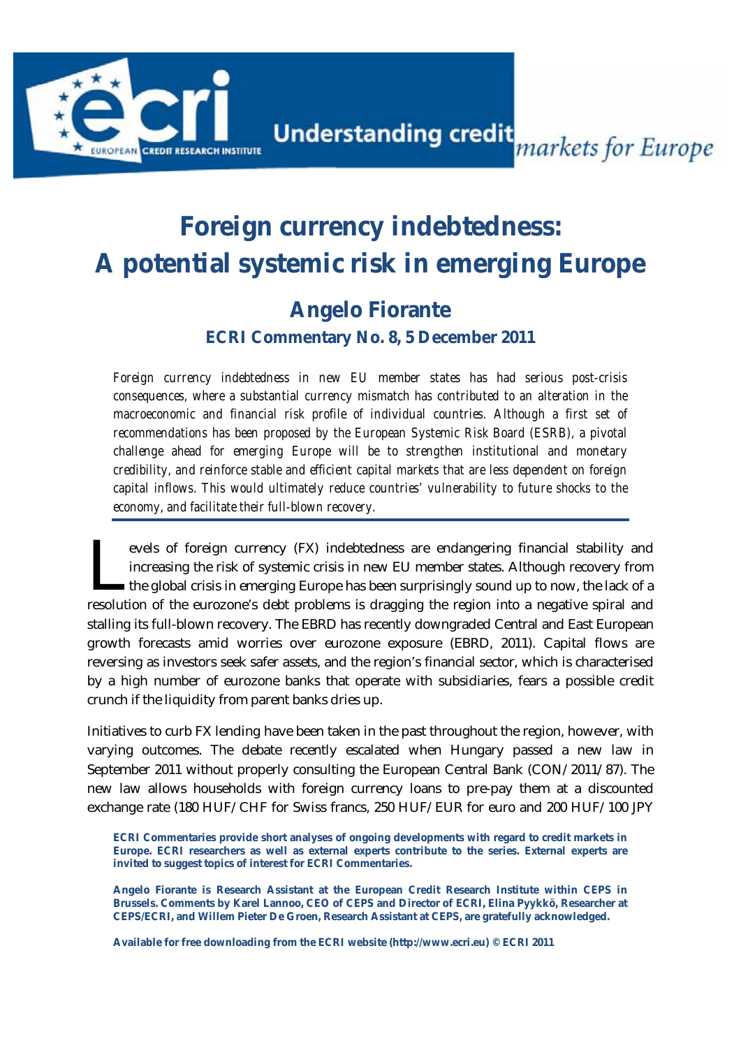# Foreign currency indebtedness: A potential systemic risk in emerging Europe

## Angelo Fiorante

### ECRI Commentary No. 8, 5 December 2011

*Foreign currency indebtedness in new EU member states has had serious post-crisis consequences, where a substantial currency mismatch has contributed to an alteration in the macroeconomic and financial risk profile of individual countries. Although a first set of recommendations has been proposed by the European Systemic Risk Board (ESRB), a pivotal challenge ahead for emerging Europe will be to strengthen institutional and monetary credibility, and reinforce stable and efficient capital markets that are less dependent on foreign capital inflows. This would ultimately reduce countries' vulnerability to future shocks to the economy, and facilitate their full-blown recovery.*

Levels of foreign currency (FX) indebtedness are endangering financial stability and increasing the risk of systemic crisis in new EU member states. Although recovery from the global crisis in emerging Europe has been surprisingly sound up to now, the lack of a resolution of the eurozone's debt problems is dragging the region into a negative spiral and stalling its full-blown recovery. The EBRD has recently downgraded Central and East European growth forecasts amid worries over eurozone exposure (EBRD, 2011). Capital flows are reversing as investors seek safer assets, and the region's financial sector, which is characterised by a high number of eurozone banks that operate with subsidiaries, fears a possible credit crunch if the liquidity from parent banks dries up.

Initiatives to curb FX lending have been taken in the past throughout the region, however, with varying outcomes. The debate recently escalated when Hungary passed a new law in September 2011 without properly consulting the European Central Bank (CON/2011/87). The new law allows households with foreign currency loans to pre-pay them at a discounted exchange rate (180 HUF/CHF for Swiss francs, 250 HUF/EUR for euro and 200 HUF/100 JPY

**ECRI Commentaries provide short analyses of ongoing developments with regard to credit markets in Europe. ECRI researchers as well as external experts contribute to the series. External experts are invited to suggest topics of interest for ECRI Commentaries.**

**Angelo Fiorante is Research Assistant at the European Credit Research Institute within CEPS in Brussels. Comments by Karel Lannoo, CEO of CEPS and Director of ECRI, Elina Pyykkö, Researcher at CEPS/ECRI, and Willem Pieter De Groen, Research Assistant at CEPS, are gratefully acknowledged.**

**Available for free downloading from the ECRI website (http://www.ecri.eu) © ECRI 2011**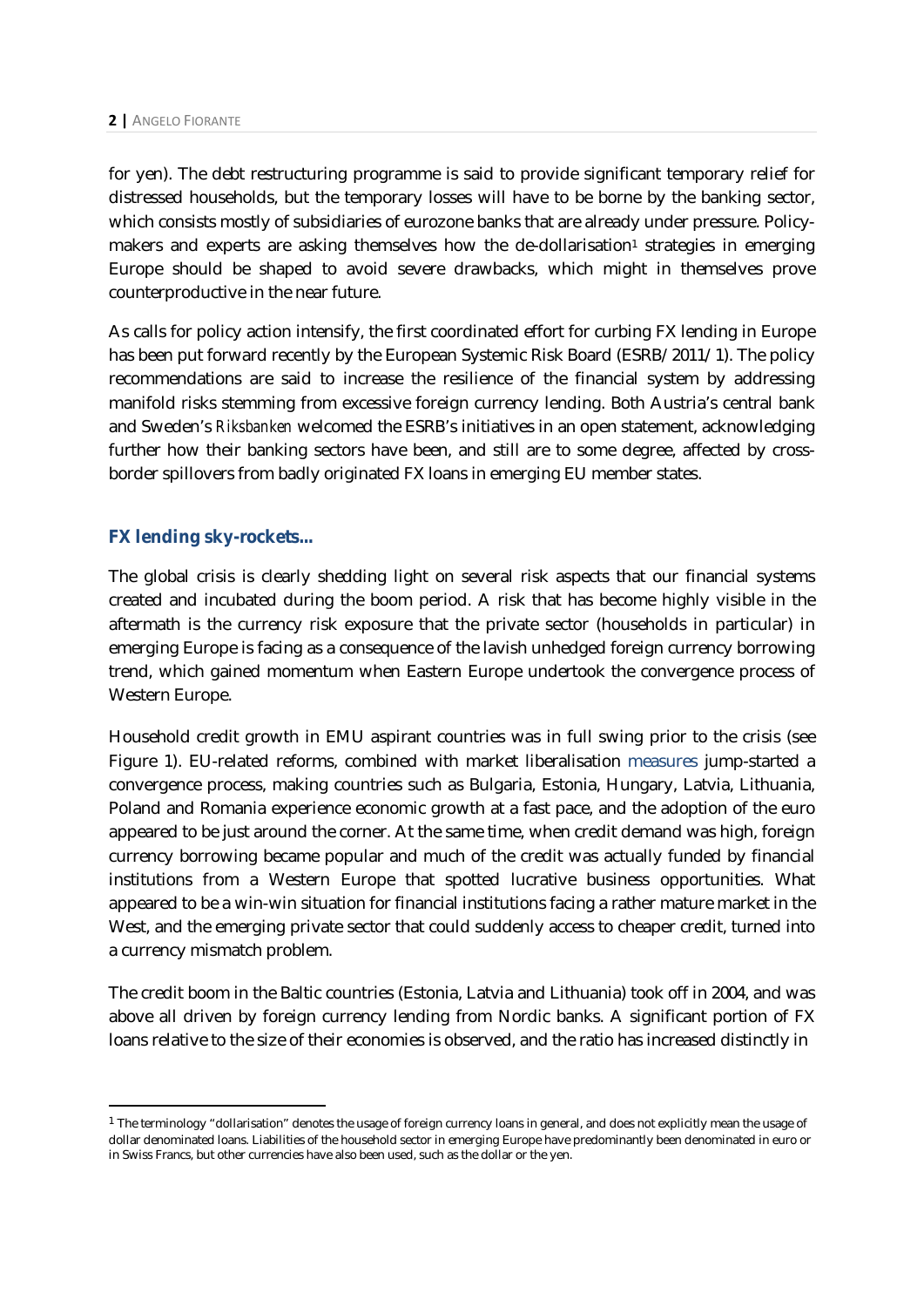for yen). The debt restructuring programme is said to provide significant temporary relief for distressed households, but the temporary losses will have to be borne by the banking sector, which consists mostly of subsidiaries of eurozone banks that are already under pressure. Policy-makers and experts are asking themselves how the de-dollarisation[1] strategies in emerging Europe should be shaped to avoid severe drawbacks, which might in themselves prove counterproductive in the near future.

As calls for policy action intensify, the first coordinated effort for curbing FX lending in Europe has been put forward recently by the European Systemic Risk Board (ESRB/2011/1). The policy recommendations are said to increase the resilience of the financial system by addressing manifold risks stemming from excessive foreign currency lending. Both Austria's central bank and Sweden's *Riksbanken* welcomed the ESRB's initiatives in an open statement, acknowledging further how their banking sectors have been, and still are to some degree, affected by cross-border spillovers from badly originated FX loans in emerging EU member states.

## FX lending sky-rockets...

The global crisis is clearly shedding light on several risk aspects that our financial systems created and incubated during the boom period. A risk that has become highly visible in the aftermath is the currency risk exposure that the private sector (households in particular) in emerging Europe is facing as a consequence of the lavish unhedged foreign currency borrowing trend, which gained momentum when Eastern Europe undertook the convergence process of Western Europe.

Household credit growth in EMU aspirant countries was in full swing prior to the crisis (see Figure 1). EU-related reforms, combined with market liberalisation measures jump-started a convergence process, making countries such as Bulgaria, Estonia, Hungary, Latvia, Lithuania, Poland and Romania experience economic growth at a fast pace, and the adoption of the euro appeared to be just around the corner. At the same time, when credit demand was high, foreign currency borrowing became popular and much of the credit was actually funded by financial institutions from a Western Europe that spotted lucrative business opportunities. What appeared to be a win-win situation for financial institutions facing a rather mature market in the West, and the emerging private sector that could suddenly access to cheaper credit, turned into a currency mismatch problem.

The credit boom in the Baltic countries (Estonia, Latvia and Lithuania) took off in 2004, and was above all driven by foreign currency lending from Nordic banks. A significant portion of FX loans relative to the size of their economies is observed, and the ratio has increased distinctly in

---

[1] The terminology "dollarisation" denotes the usage of foreign currency loans in general, and does not explicitly mean the usage of dollar denominated loans. Liabilities of the household sector in emerging Europe have predominantly been denominated in euro or in Swiss Francs, but other currencies have also been used, such as the dollar or the yen.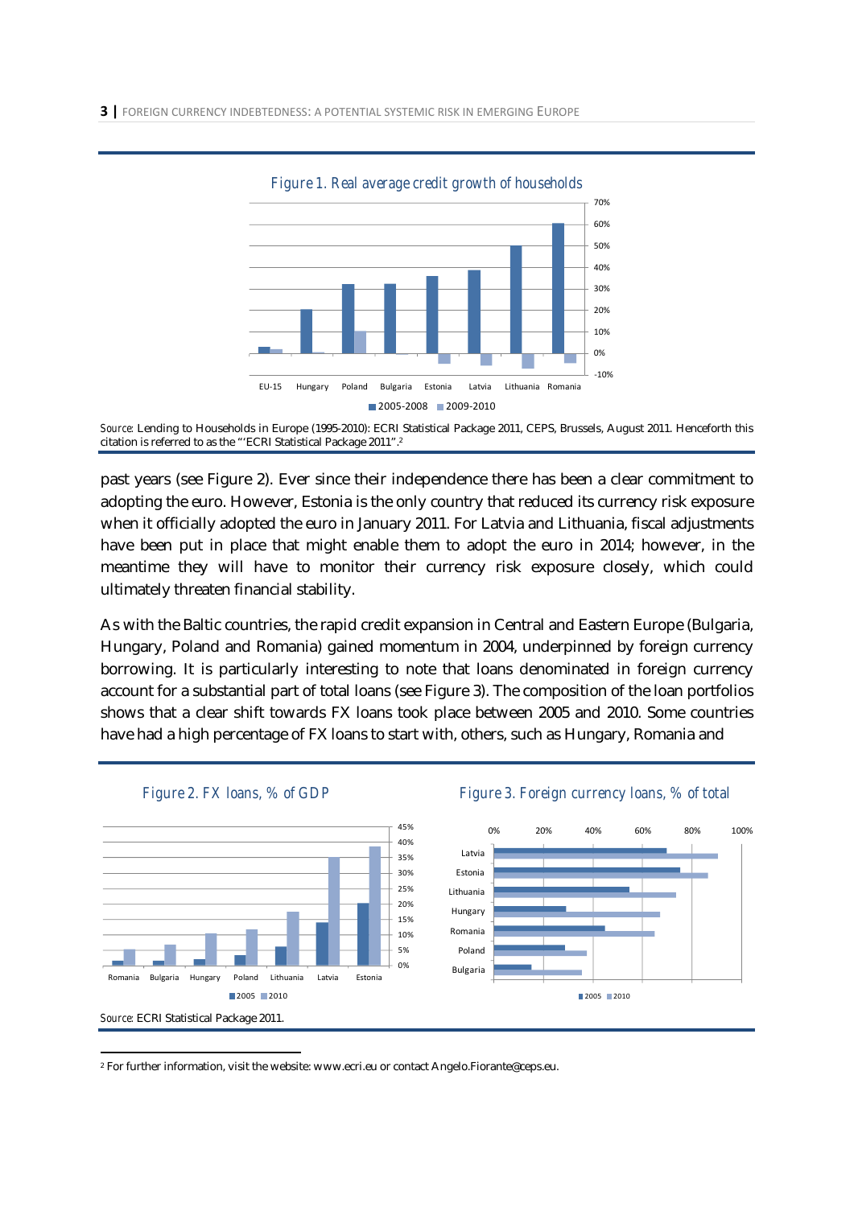Figure 1. Real average credit growth of households

*Source:* Lending to Households in Europe (1995-2010): ECRI Statistical Package 2011, CEPS, Brussels, August 2011. Henceforth this citation is referred to as the "'ECRI Statistical Package 2011".[2]

past years (see Figure 2). Ever since their independence there has been a clear commitment to adopting the euro. However, Estonia is the only country that reduced its currency risk exposure when it officially adopted the euro in January 2011. For Latvia and Lithuania, fiscal adjustments have been put in place that might enable them to adopt the euro in 2014; however, in the meantime they will have to monitor their currency risk exposure closely, which could ultimately threaten financial stability.

As with the Baltic countries, the rapid credit expansion in Central and Eastern Europe (Bulgaria, Hungary, Poland and Romania) gained momentum in 2004, underpinned by foreign currency borrowing. It is particularly interesting to note that loans denominated in foreign currency account for a substantial part of total loans (see Figure 3). The composition of the loan portfolios shows that a clear shift towards FX loans took place between 2005 and 2010. Some countries have had a high percentage of FX loans to start with, others, such as Hungary, Romania and

Figure 2. FX loans, % of GDP

Figure 3. Foreign currency loans, % of total

*Source:* ECRI Statistical Package 2011.

[2] For further information, visit the website: www.ecri.eu or contact Angelo.Fiorante@ceps.eu.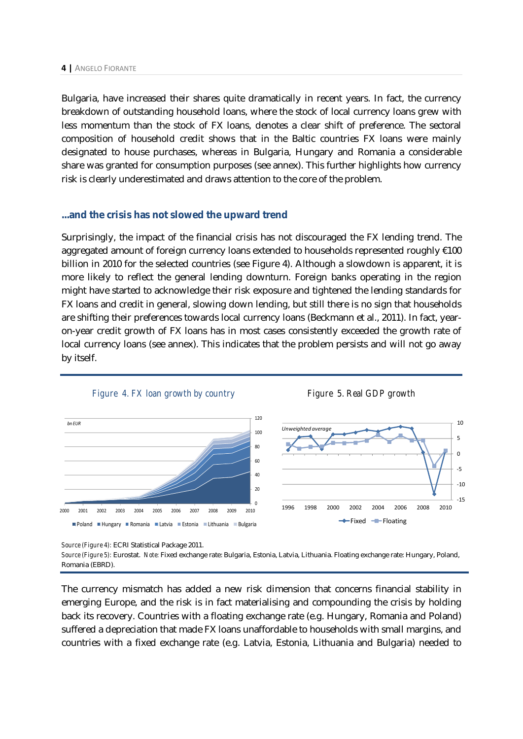Bulgaria, have increased their shares quite dramatically in recent years. In fact, the currency breakdown of outstanding household loans, where the stock of local currency loans grew with less momentum than the stock of FX loans, denotes a clear shift of preference. The sectoral composition of household credit shows that in the Baltic countries FX loans were mainly designated to house purchases, whereas in Bulgaria, Hungary and Romania a considerable share was granted for consumption purposes (see annex). This further highlights how currency risk is clearly underestimated and draws attention to the core of the problem.

### ...and the crisis has not slowed the upward trend

Surprisingly, the impact of the financial crisis has not discouraged the FX lending trend. The aggregated amount of foreign currency loans extended to households represented roughly €100 billion in 2010 for the selected countries (see Figure 4). Although a slowdown is apparent, it is more likely to reflect the general lending downturn. Foreign banks operating in the region might have started to acknowledge their risk exposure and tightened the lending standards for FX loans and credit in general, slowing down lending, but still there is no sign that households are shifting their preferences towards local currency loans (Beckmann et al., 2011). In fact, year-on-year credit growth of FX loans has in most cases consistently exceeded the growth rate of local currency loans (see annex). This indicates that the problem persists and will not go away by itself.

*Figure 4. FX loan growth by country*

*Figure 5. Real GDP growth*

*Source (Figure 4)*: ECRI Statistical Package 2011.
*Source (Figure 5)*: Eurostat. *Note*: Fixed exchange rate: Bulgaria, Estonia, Latvia, Lithuania. Floating exchange rate: Hungary, Poland, Romania (EBRD).

The currency mismatch has added a new risk dimension that concerns financial stability in emerging Europe, and the risk is in fact materialising and compounding the crisis by holding back its recovery. Countries with a floating exchange rate (e.g. Hungary, Romania and Poland) suffered a depreciation that made FX loans unaffordable to households with small margins, and countries with a fixed exchange rate (e.g. Latvia, Estonia, Lithuania and Bulgaria) needed to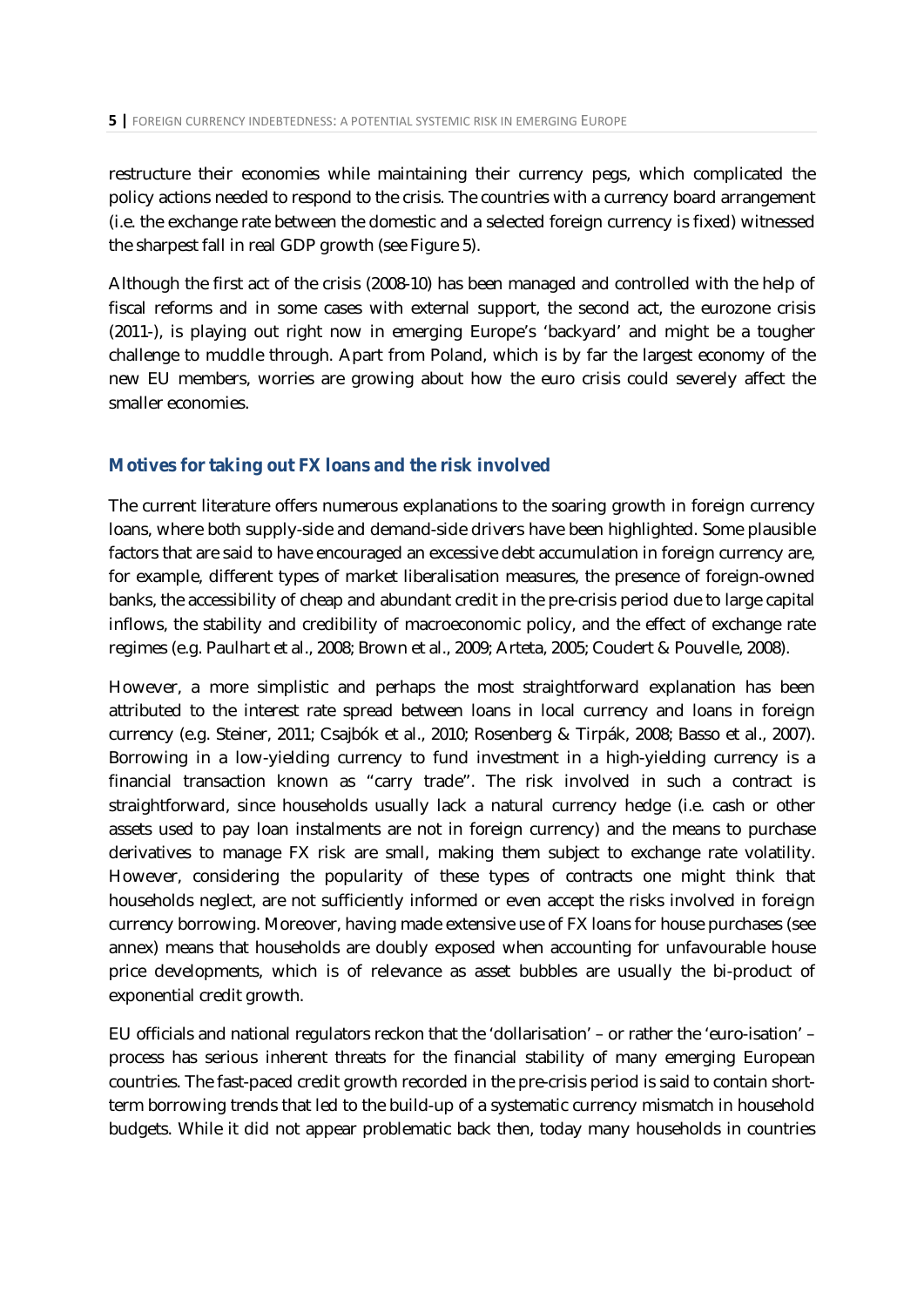restructure their economies while maintaining their currency pegs, which complicated the policy actions needed to respond to the crisis. The countries with a currency board arrangement (i.e. the exchange rate between the domestic and a selected foreign currency is fixed) witnessed the sharpest fall in real GDP growth (see Figure 5).

Although the first act of the crisis (2008-10) has been managed and controlled with the help of fiscal reforms and in some cases with external support, the second act, the eurozone crisis (2011-), is playing out right now in emerging Europe's 'backyard' and might be a tougher challenge to muddle through. Apart from Poland, which is by far the largest economy of the new EU members, worries are growing about how the euro crisis could severely affect the smaller economies.

## Motives for taking out FX loans and the risk involved

The current literature offers numerous explanations to the soaring growth in foreign currency loans, where both supply-side and demand-side drivers have been highlighted. Some plausible factors that are said to have encouraged an excessive debt accumulation in foreign currency are, for example, different types of market liberalisation measures, the presence of foreign-owned banks, the accessibility of cheap and abundant credit in the pre-crisis period due to large capital inflows, the stability and credibility of macroeconomic policy, and the effect of exchange rate regimes (e.g. Paulhart et al., 2008; Brown et al., 2009; Arteta, 2005; Coudert & Pouvelle, 2008).

However, a more simplistic and perhaps the most straightforward explanation has been attributed to the interest rate spread between loans in local currency and loans in foreign currency (e.g. Steiner, 2011; Csajbók et al., 2010; Rosenberg & Tirpák, 2008; Basso et al., 2007). Borrowing in a low-yielding currency to fund investment in a high-yielding currency is a financial transaction known as "carry trade". The risk involved in such a contract is straightforward, since households usually lack a natural currency hedge (i.e. cash or other assets used to pay loan instalments are not in foreign currency) and the means to purchase derivatives to manage FX risk are small, making them subject to exchange rate volatility. However, considering the popularity of these types of contracts one might think that households neglect, are not sufficiently informed or even accept the risks involved in foreign currency borrowing. Moreover, having made extensive use of FX loans for house purchases (see annex) means that households are doubly exposed when accounting for unfavourable house price developments, which is of relevance as asset bubbles are usually the bi-product of exponential credit growth.

EU officials and national regulators reckon that the 'dollarisation' – or rather the 'euro-isation' – process has serious inherent threats for the financial stability of many emerging European countries. The fast-paced credit growth recorded in the pre-crisis period is said to contain short-term borrowing trends that led to the build-up of a systematic currency mismatch in household budgets. While it did not appear problematic back then, today many households in countries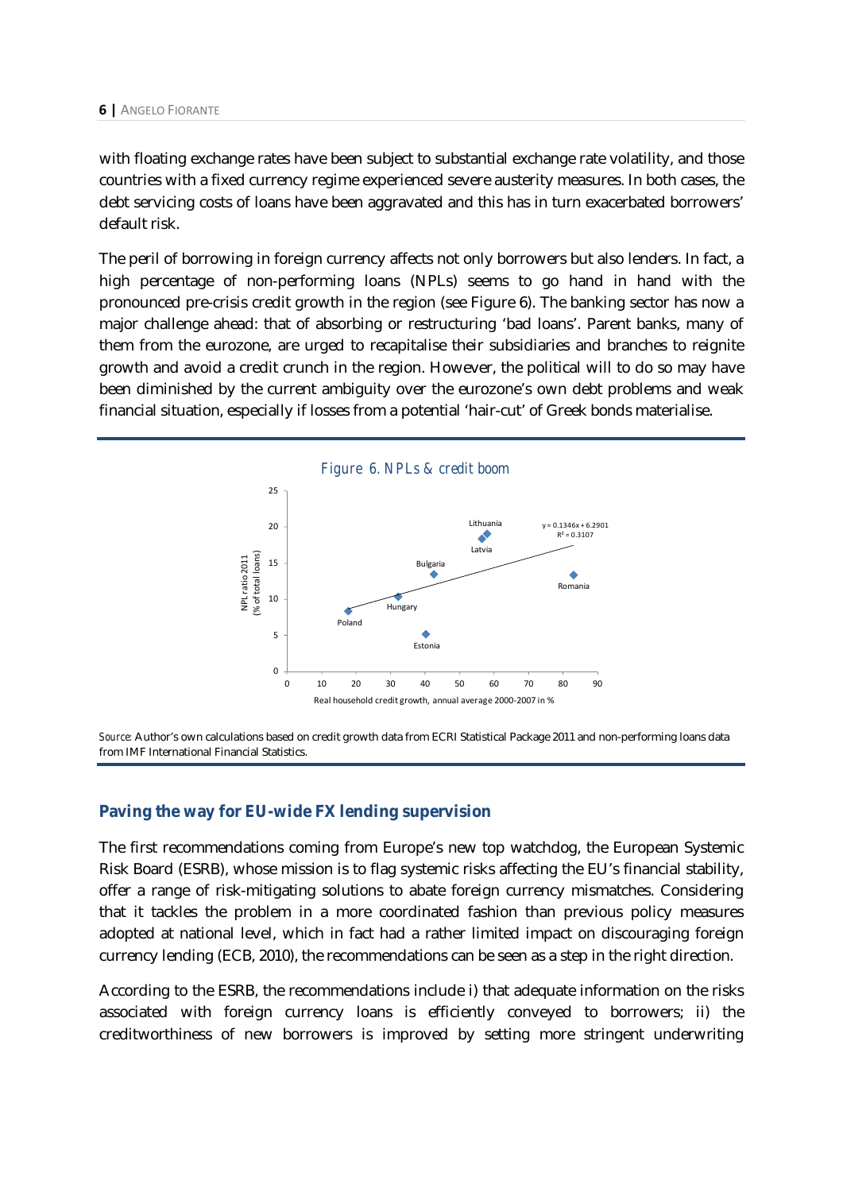with floating exchange rates have been subject to substantial exchange rate volatility, and those countries with a fixed currency regime experienced severe austerity measures. In both cases, the debt servicing costs of loans have been aggravated and this has in turn exacerbated borrowers' default risk.

The peril of borrowing in foreign currency affects not only borrowers but also lenders. In fact, a high percentage of non-performing loans (NPLs) seems to go hand in hand with the pronounced pre-crisis credit growth in the region (see Figure 6). The banking sector has now a major challenge ahead: that of absorbing or restructuring 'bad loans'. Parent banks, many of them from the eurozone, are urged to recapitalise their subsidiaries and branches to reignite growth and avoid a credit crunch in the region. However, the political will to do so may have been diminished by the current ambiguity over the eurozone's own debt problems and weak financial situation, especially if losses from a potential 'hair-cut' of Greek bonds materialise.

*Figure 6. NPLs & credit boom*

*Source*: Author's own calculations based on credit growth data from ECRI Statistical Package 2011 and non-performing loans data from IMF International Financial Statistics.

## Paving the way for EU-wide FX lending supervision

The first recommendations coming from Europe's new top watchdog, the European Systemic Risk Board (ESRB), whose mission is to flag systemic risks affecting the EU's financial stability, offer a range of risk-mitigating solutions to abate foreign currency mismatches. Considering that it tackles the problem in a more coordinated fashion than previous policy measures adopted at national level, which in fact had a rather limited impact on discouraging foreign currency lending (ECB, 2010), the recommendations can be seen as a step in the right direction.

According to the ESRB, the recommendations include i) that adequate information on the risks associated with foreign currency loans is efficiently conveyed to borrowers; ii) the creditworthiness of new borrowers is improved by setting more stringent underwriting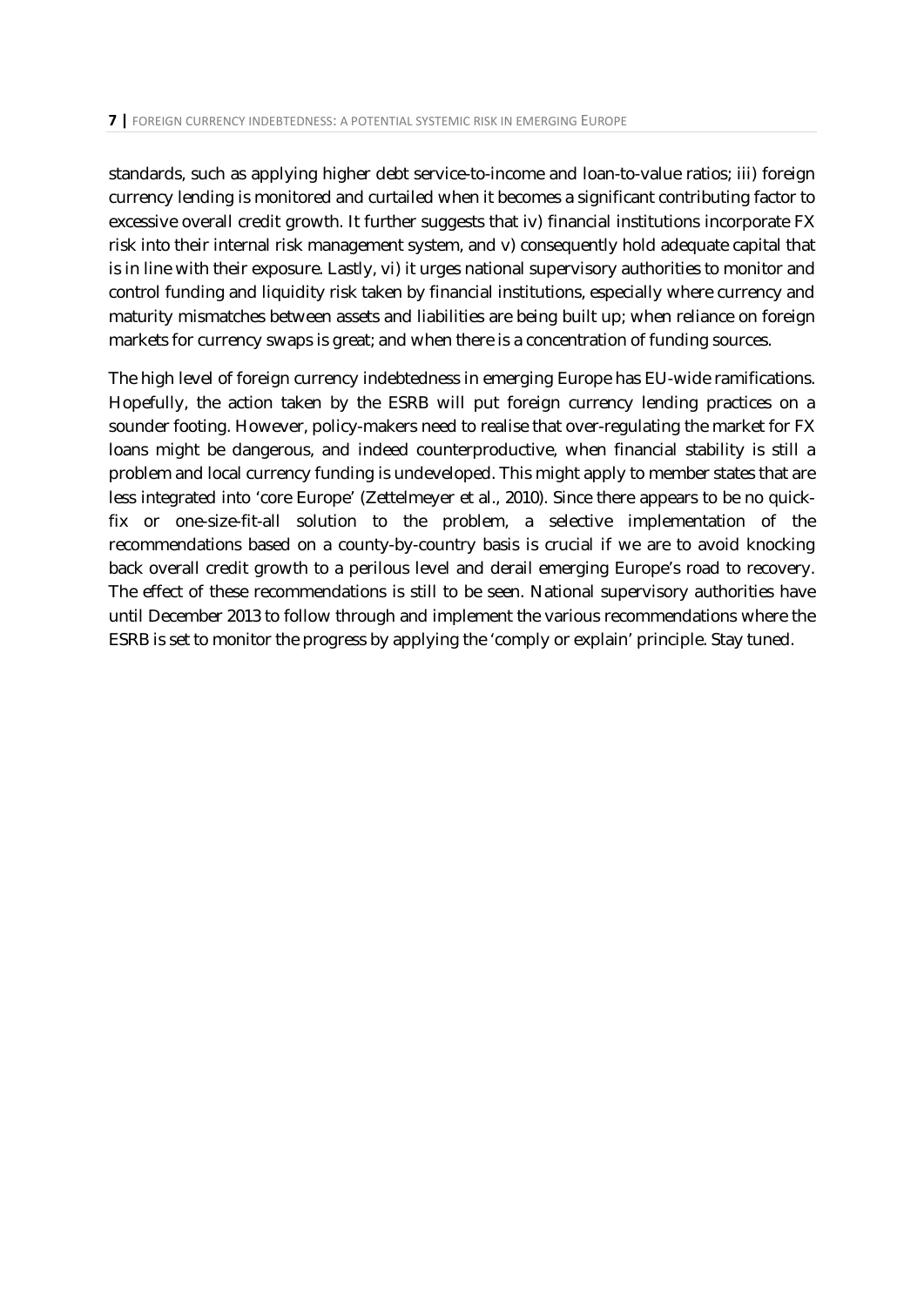standards, such as applying higher debt service-to-income and loan-to-value ratios; iii) foreign currency lending is monitored and curtailed when it becomes a significant contributing factor to excessive overall credit growth. It further suggests that iv) financial institutions incorporate FX risk into their internal risk management system, and v) consequently hold adequate capital that is in line with their exposure. Lastly, vi) it urges national supervisory authorities to monitor and control funding and liquidity risk taken by financial institutions, especially where currency and maturity mismatches between assets and liabilities are being built up; when reliance on foreign markets for currency swaps is great; and when there is a concentration of funding sources.

The high level of foreign currency indebtedness in emerging Europe has EU-wide ramifications. Hopefully, the action taken by the ESRB will put foreign currency lending practices on a sounder footing. However, policy-makers need to realise that over-regulating the market for FX loans might be dangerous, and indeed counterproductive, when financial stability is still a problem and local currency funding is undeveloped. This might apply to member states that are less integrated into 'core Europe' (Zettelmeyer et al., 2010). Since there appears to be no quick-fix or one-size-fit-all solution to the problem, a selective implementation of the recommendations based on a county-by-country basis is crucial if we are to avoid knocking back overall credit growth to a perilous level and derail emerging Europe's road to recovery. The effect of these recommendations is still to be seen. National supervisory authorities have until December 2013 to follow through and implement the various recommendations where the ESRB is set to monitor the progress by applying the 'comply or explain' principle. Stay tuned.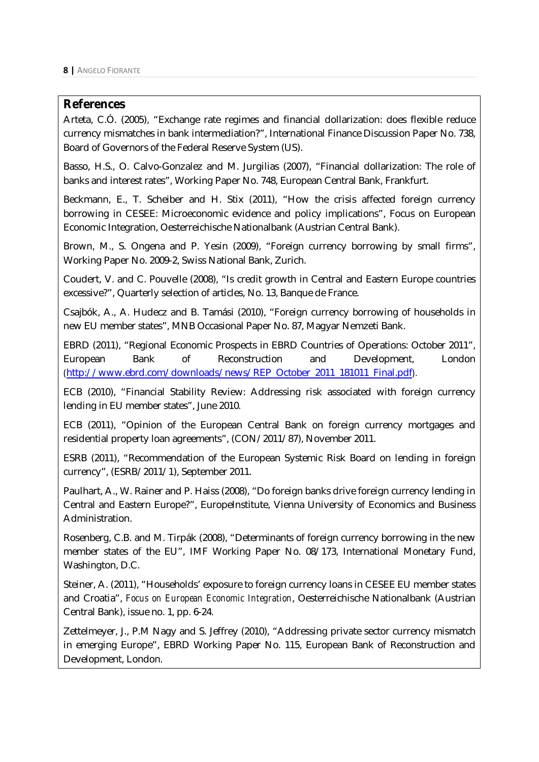## References

Arteta, C.Ó. (2005), "Exchange rate regimes and financial dollarization: does flexible reduce currency mismatches in bank intermediation?", International Finance Discussion Paper No. 738, Board of Governors of the Federal Reserve System (US).

Basso, H.S., O. Calvo-Gonzalez and M. Jurgilias (2007), "Financial dollarization: The role of banks and interest rates", Working Paper No. 748, European Central Bank, Frankfurt.

Beckmann, E., T. Scheiber and H. Stix (2011), "How the crisis affected foreign currency borrowing in CESEE: Microeconomic evidence and policy implications", Focus on European Economic Integration, Oesterreichische Nationalbank (Austrian Central Bank).

Brown, M., S. Ongena and P. Yesin (2009), "Foreign currency borrowing by small firms", Working Paper No. 2009-2, Swiss National Bank, Zurich.

Coudert, V. and C. Pouvelle (2008), "Is credit growth in Central and Eastern Europe countries excessive?", Quarterly selection of articles, No. 13, Banque de France.

Csajbók, A., A. Hudecz and B. Tamási (2010), "Foreign currency borrowing of households in new EU member states", MNB Occasional Paper No. 87, Magyar Nemzeti Bank.

EBRD (2011), "Regional Economic Prospects in EBRD Countries of Operations: October 2011", European Bank of Reconstruction and Development, London (http://www.ebrd.com/downloads/news/REP_October_2011_181011_Final.pdf).

ECB (2010), "Financial Stability Review: Addressing risk associated with foreign currency lending in EU member states", June 2010.

ECB (2011), "Opinion of the European Central Bank on foreign currency mortgages and residential property loan agreements", (CON/2011/87), November 2011.

ESRB (2011), "Recommendation of the European Systemic Risk Board on lending in foreign currency", (ESRB/2011/1), September 2011.

Paulhart, A., W. Rainer and P. Haiss (2008), "Do foreign banks drive foreign currency lending in Central and Eastern Europe?", EuropeInstitute, Vienna University of Economics and Business Administration.

Rosenberg, C.B. and M. Tirpák (2008), "Determinants of foreign currency borrowing in the new member states of the EU", IMF Working Paper No. 08/173, International Monetary Fund, Washington, D.C.

Steiner, A. (2011), "Households' exposure to foreign currency loans in CESEE EU member states and Croatia", *Focus on European Economic Integration*, Oesterreichische Nationalbank (Austrian Central Bank), issue no. 1, pp. 6-24.

Zettelmeyer, J., P.M Nagy and S. Jeffrey (2010), "Addressing private sector currency mismatch in emerging Europe", EBRD Working Paper No. 115, European Bank of Reconstruction and Development, London.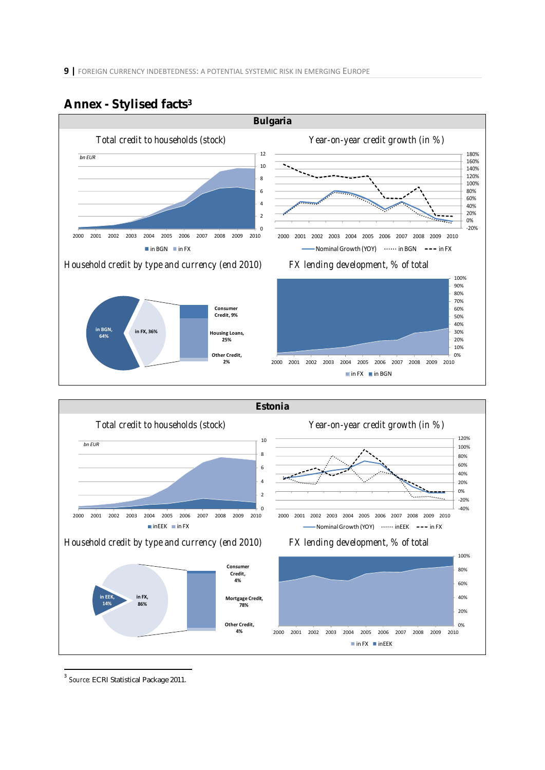## Annex - Stylised facts[3]

### Bulgaria

Total credit to households (stock)

bn EUR

0 2 4 6 8 10 12

2000 2001 2002 2003 2004 2005 2006 2007 2008 2009 2010

in BGN in FX

Year-on-year credit growth (in %)

-20% 0% 20% 40% 60% 80% 100% 120% 140% 160% 180%

2000 2001 2002 2003 2004 2005 2006 2007 2008 2009 2010

Nominal Growth (YOY) in BGN in FX

Household credit by type and currency (end 2010)

in BGN, 64%

in FX, 36%

Consumer Credit, 9%

Housing Loans, 25%

Other Credit, 2%

FX lending development, % of total

0% 10% 20% 30% 40% 50% 60% 70% 80% 90% 100%

2000 2001 2002 2003 2004 2005 2006 2007 2008 2009 2010

in FX in BGN

### Estonia

Total credit to households (stock)

bn EUR

0 2 4 6 8 10

2000 2001 2002 2003 2004 2005 2006 2007 2008 2009 2010

inEEK in FX

Year-on-year credit growth (in %)

-40% -20% 0% 20% 40% 60% 80% 100% 120%

2000 2001 2002 2003 2004 2005 2006 2007 2008 2009 2010

Nominal Growth (YOY) inEEK in FX

Household credit by type and currency (end 2010)

in EEK, 14%

in FX, 86%

Consumer Credit, 4%

Mortgage Credit, 78%

Other Credit, 4%

FX lending development, % of total

0% 20% 40% 60% 80% 100%

2000 2001 2002 2003 2004 2005 2006 2007 2008 2009 2010

in FX inEEK

---

[3] Source: ECRI Statistical Package 2011.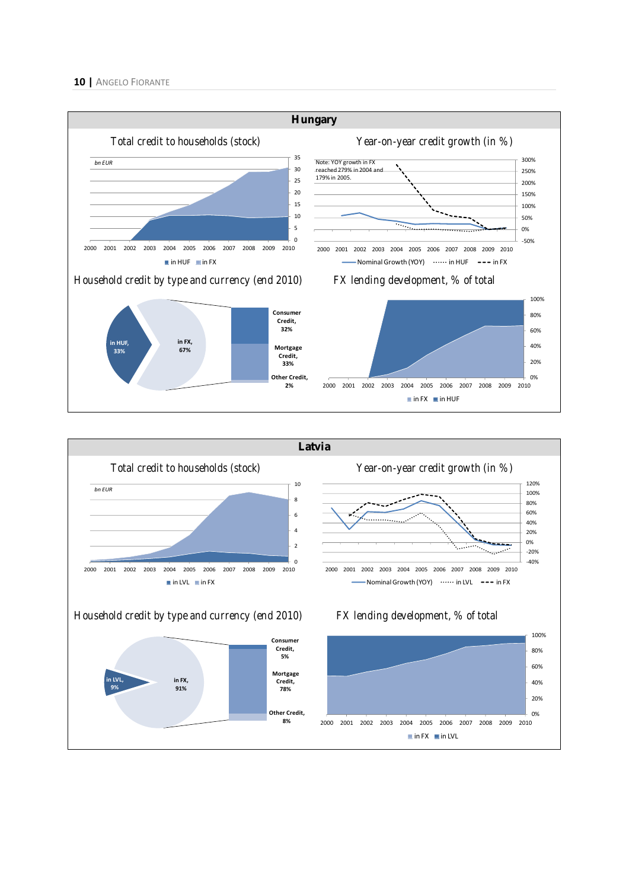## Hungary

Total credit to households (stock)

bn EUR

in HUF in FX

Year-on-year credit growth (in %)

Note: YOY growth in FX reached 279% in 2004 and 179% in 2005.

Nominal Growth (YOY) in HUF in FX

Household credit by type and currency (end 2010)

in HUF, 33%

in FX, 67%

Consumer Credit, 32%

Mortgage Credit, 33%

Other Credit, 2%

FX lending development, % of total

in FX in HUF

## Latvia

Total credit to households (stock)

bn EUR

in LVL in FX

Year-on-year credit growth (in %)

Nominal Growth (YOY) in LVL in FX

Household credit by type and currency (end 2010)

in LVL, 9%

in FX, 91%

Consumer Credit, 5%

Mortgage Credit, 78%

Other Credit, 8%

FX lending development, % of total

in FX in LVL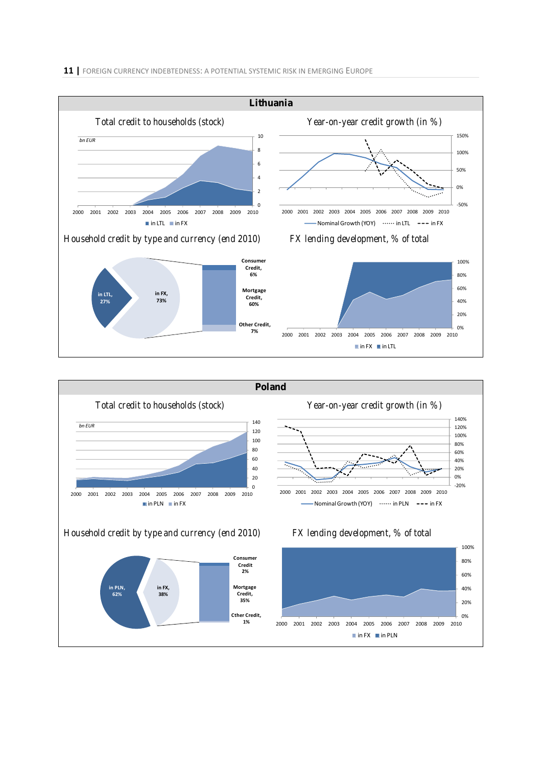## Lithuania

**Total credit to households (stock)**

bn EUR

0, 2, 4, 6, 8, 10

2000 2001 2002 2003 2004 2005 2006 2007 2008 2009 2010

in LTL ■ in FX

**Year-on-year credit growth (in %)**

150%, 100%, 50%, 0%, -50%

2000 2001 2002 2003 2004 2005 2006 2007 2008 2009 2010

Nominal Growth (YOY) ······ in LTL - - - in FX

**Household credit by type and currency (end 2010)**

in LTL, 27%

in FX, 73%

Consumer Credit, 6%

Mortgage Credit, 60%

Other Credit, 7%

**FX lending development, % of total**

100%, 80%, 60%, 40%, 20%, 0%

2000 2001 2002 2003 2004 2005 2006 2007 2008 2009 2010

in FX ■ in LTL

## Poland

**Total credit to households (stock)**

bn EUR

0, 20, 40, 60, 80, 100, 120, 140

2000 2001 2002 2003 2004 2005 2006 2007 2008 2009 2010

in PLN ■ in FX

**Year-on-year credit growth (in %)**

140%, 120%, 100%, 80%, 60%, 40%, 20%, 0%, -20%

2000 2001 2002 2003 2004 2005 2006 2007 2008 2009 2010

Nominal Growth (YOY) ······ in PLN - - - in FX

**Household credit by type and currency (end 2010)**

in PLN, 62%

in FX, 38%

Consumer Credit 2%

Mortgage Credit, 35%

Cther Credit, 1%

**FX lending development, % of total**

100%, 80%, 60%, 40%, 20%, 0%

2000 2001 2002 2003 2004 2005 2006 2007 2008 2009 2010

in FX ■ in PLN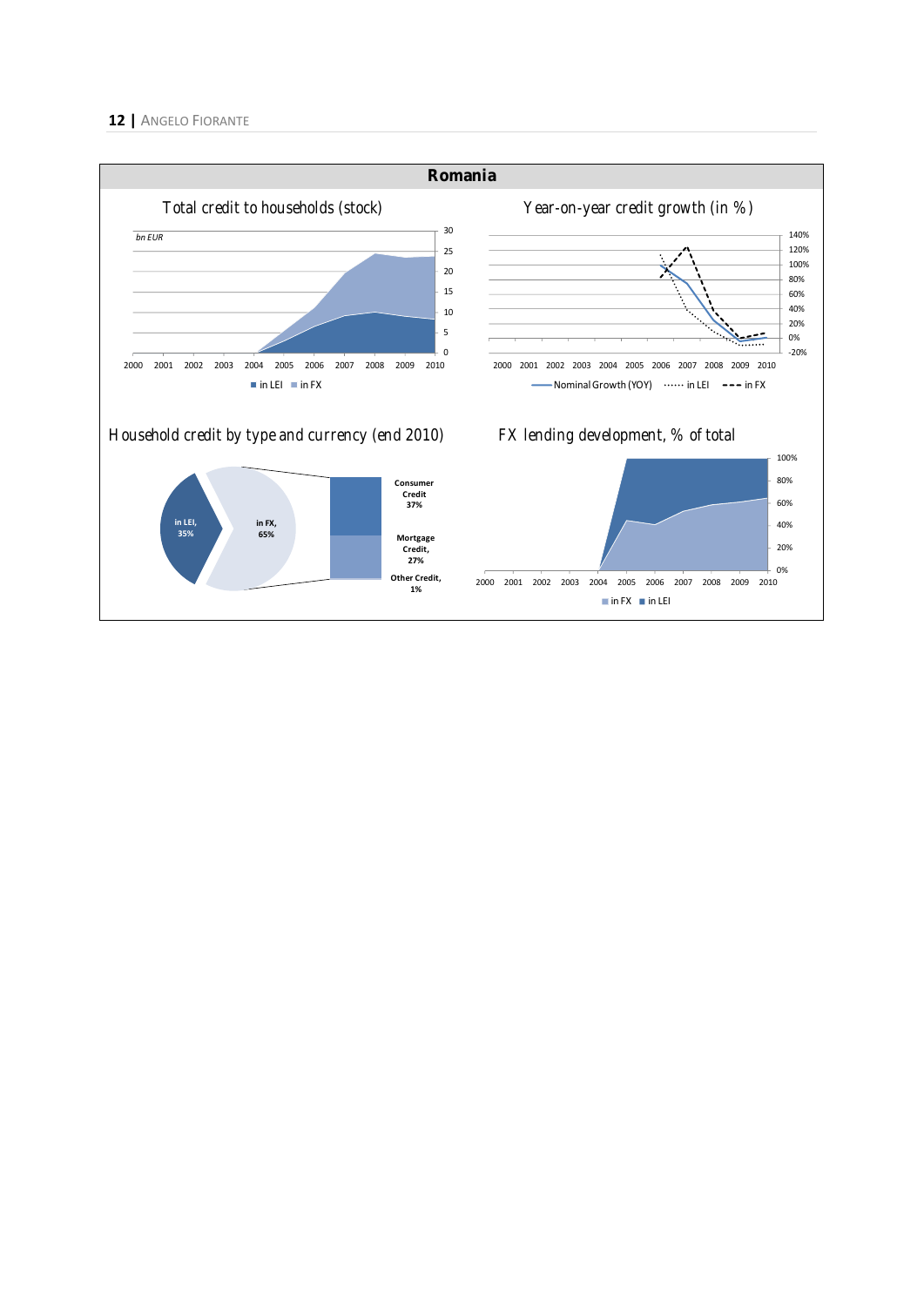## Romania

**Total credit to households (stock)**

bn EUR

30, 25, 20, 15, 10, 5, 0

2000 2001 2002 2003 2004 2005 2006 2007 2008 2009 2010

in LEI   in FX

**Year-on-year credit growth (in %)**

140%, 120%, 100%, 80%, 60%, 40%, 20%, 0%, -20%

2000 2001 2002 2003 2004 2005 2006 2007 2008 2009 2010

Nominal Growth (YOY)   in LEI   in FX

**Household credit by type and currency (end 2010)**

in LEI, 35%

in FX, 65%

Consumer Credit 37%

Mortgage Credit, 27%

Other Credit, 1%

**FX lending development, % of total**

100%, 80%, 60%, 40%, 20%, 0%

2000 2001 2002 2003 2004 2005 2006 2007 2008 2009 2010

in FX   in LEI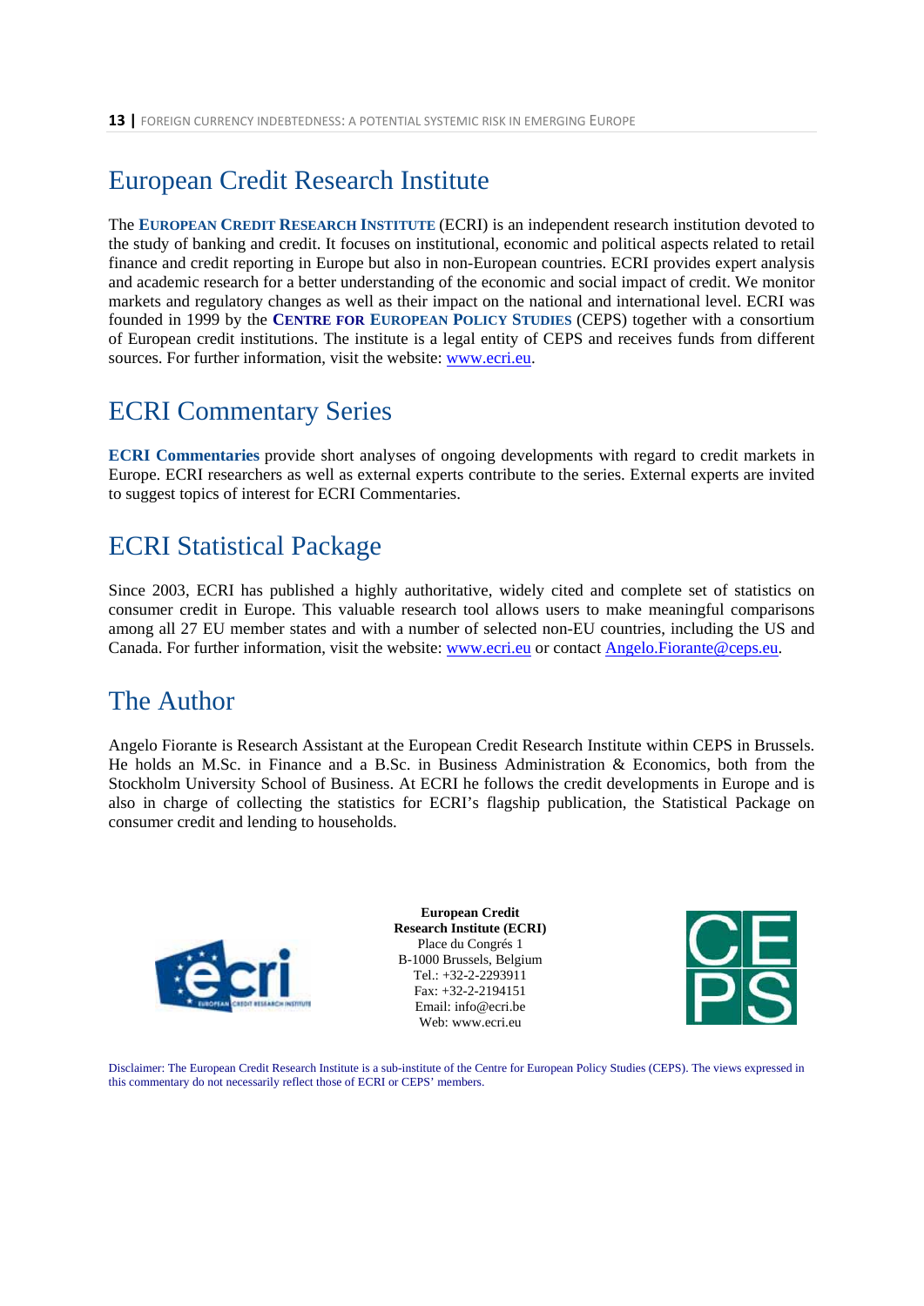## European Credit Research Institute

The **EUROPEAN CREDIT RESEARCH INSTITUTE** (ECRI) is an independent research institution devoted to the study of banking and credit. It focuses on institutional, economic and political aspects related to retail finance and credit reporting in Europe but also in non-European countries. ECRI provides expert analysis and academic research for a better understanding of the economic and social impact of credit. We monitor markets and regulatory changes as well as their impact on the national and international level. ECRI was founded in 1999 by the **CENTRE FOR EUROPEAN POLICY STUDIES** (CEPS) together with a consortium of European credit institutions. The institute is a legal entity of CEPS and receives funds from different sources. For further information, visit the website: www.ecri.eu.

## ECRI Commentary Series

**ECRI Commentaries** provide short analyses of ongoing developments with regard to credit markets in Europe. ECRI researchers as well as external experts contribute to the series. External experts are invited to suggest topics of interest for ECRI Commentaries.

## ECRI Statistical Package

Since 2003, ECRI has published a highly authoritative, widely cited and complete set of statistics on consumer credit in Europe. This valuable research tool allows users to make meaningful comparisons among all 27 EU member states and with a number of selected non-EU countries, including the US and Canada. For further information, visit the website: www.ecri.eu or contact Angelo.Fiorante@ceps.eu.

## The Author

Angelo Fiorante is Research Assistant at the European Credit Research Institute within CEPS in Brussels. He holds an M.Sc. in Finance and a B.Sc. in Business Administration & Economics, both from the Stockholm University School of Business. At ECRI he follows the credit developments in Europe and is also in charge of collecting the statistics for ECRI's flagship publication, the Statistical Package on consumer credit and lending to households.

**European Credit**
**Research Institute (ECRI)**
Place du Congrés 1
B-1000 Brussels, Belgium
Tel.: +32-2-2293911
Fax: +32-2-2194151
Email: info@ecri.be
Web: www.ecri.eu

Disclaimer: The European Credit Research Institute is a sub-institute of the Centre for European Policy Studies (CEPS). The views expressed in this commentary do not necessarily reflect those of ECRI or CEPS' members.